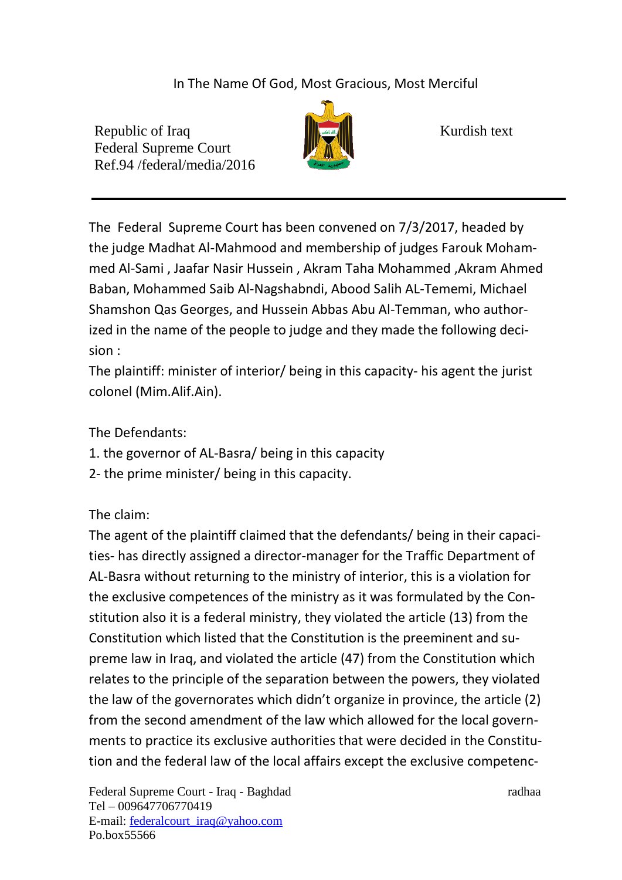In The Name Of God, Most Gracious, Most Merciful

Republic of Iraq
Federal Supreme Court
Ref.94 /federal/media/2016

Kurdish text

The Federal Supreme Court has been convened on 7/3/2017, headed by the judge Madhat Al-Mahmood and membership of judges Farouk Mohammed Al-Sami , Jaafar Nasir Hussein , Akram Taha Mohammed ,Akram Ahmed Baban, Mohammed Saib Al-Nagshabndi, Abood Salih AL-Tememi, Michael Shamshon Qas Georges, and Hussein Abbas Abu Al-Temman, who authorized in the name of the people to judge and they made the following decision :

The plaintiff: minister of interior/ being in this capacity- his agent the jurist colonel (Mim.Alif.Ain).

The Defendants:

1. the governor of AL-Basra/ being in this capacity
2- the prime minister/ being in this capacity.

The claim:

The agent of the plaintiff claimed that the defendants/ being in their capacities- has directly assigned a director-manager for the Traffic Department of AL-Basra without returning to the ministry of interior, this is a violation for the exclusive competences of the ministry as it was formulated by the Constitution also it is a federal ministry, they violated the article (13) from the Constitution which listed that the Constitution is the preeminent and supreme law in Iraq, and violated the article (47) from the Constitution which relates to the principle of the separation between the powers, they violated the law of the governorates which didn't organize in province, the article (2) from the second amendment of the law which allowed for the local governments to practice its exclusive authorities that were decided in the Constitution and the federal law of the local affairs except the exclusive competenc-

Federal Supreme Court - Iraq - Baghdad
Tel – 009647706770419
E-mail: federalcourt_iraq@yahoo.com
Po.box55566

radhaa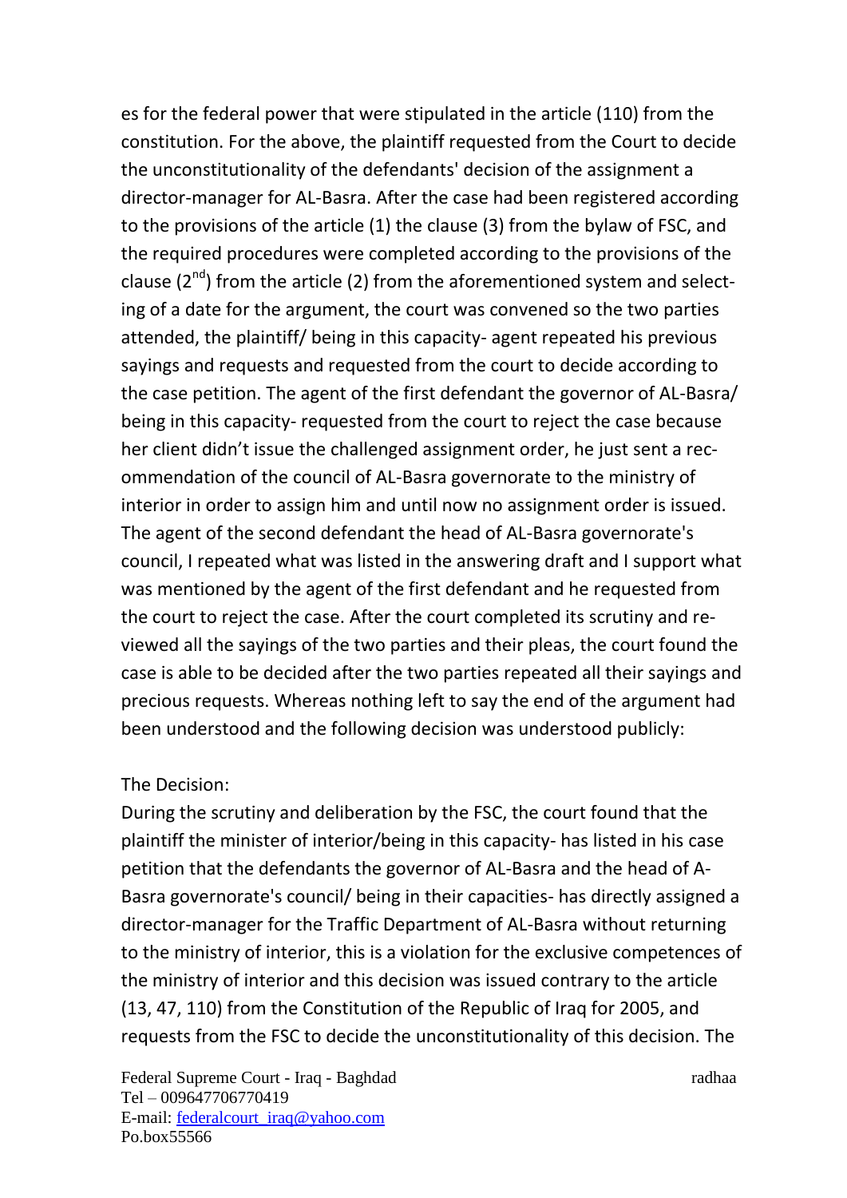es for the federal power that were stipulated in the article (110) from the constitution. For the above, the plaintiff requested from the Court to decide the unconstitutionality of the defendants' decision of the assignment a director-manager for AL-Basra. After the case had been registered according to the provisions of the article (1) the clause (3) from the bylaw of FSC, and the required procedures were completed according to the provisions of the clause (2[nd]) from the article (2) from the aforementioned system and selecting of a date for the argument, the court was convened so the two parties attended, the plaintiff/ being in this capacity- agent repeated his previous sayings and requests and requested from the court to decide according to the case petition. The agent of the first defendant the governor of AL-Basra/ being in this capacity- requested from the court to reject the case because her client didn't issue the challenged assignment order, he just sent a recommendation of the council of AL-Basra governorate to the ministry of interior in order to assign him and until now no assignment order is issued. The agent of the second defendant the head of AL-Basra governorate's council, I repeated what was listed in the answering draft and I support what was mentioned by the agent of the first defendant and he requested from the court to reject the case. After the court completed its scrutiny and reviewed all the sayings of the two parties and their pleas, the court found the case is able to be decided after the two parties repeated all their sayings and precious requests. Whereas nothing left to say the end of the argument had been understood and the following decision was understood publicly:

The Decision:

During the scrutiny and deliberation by the FSC, the court found that the plaintiff the minister of interior/being in this capacity- has listed in his case petition that the defendants the governor of AL-Basra and the head of A-Basra governorate's council/ being in their capacities- has directly assigned a director-manager for the Traffic Department of AL-Basra without returning to the ministry of interior, this is a violation for the exclusive competences of the ministry of interior and this decision was issued contrary to the article (13, 47, 110) from the Constitution of the Republic of Iraq for 2005, and requests from the FSC to decide the unconstitutionality of this decision. The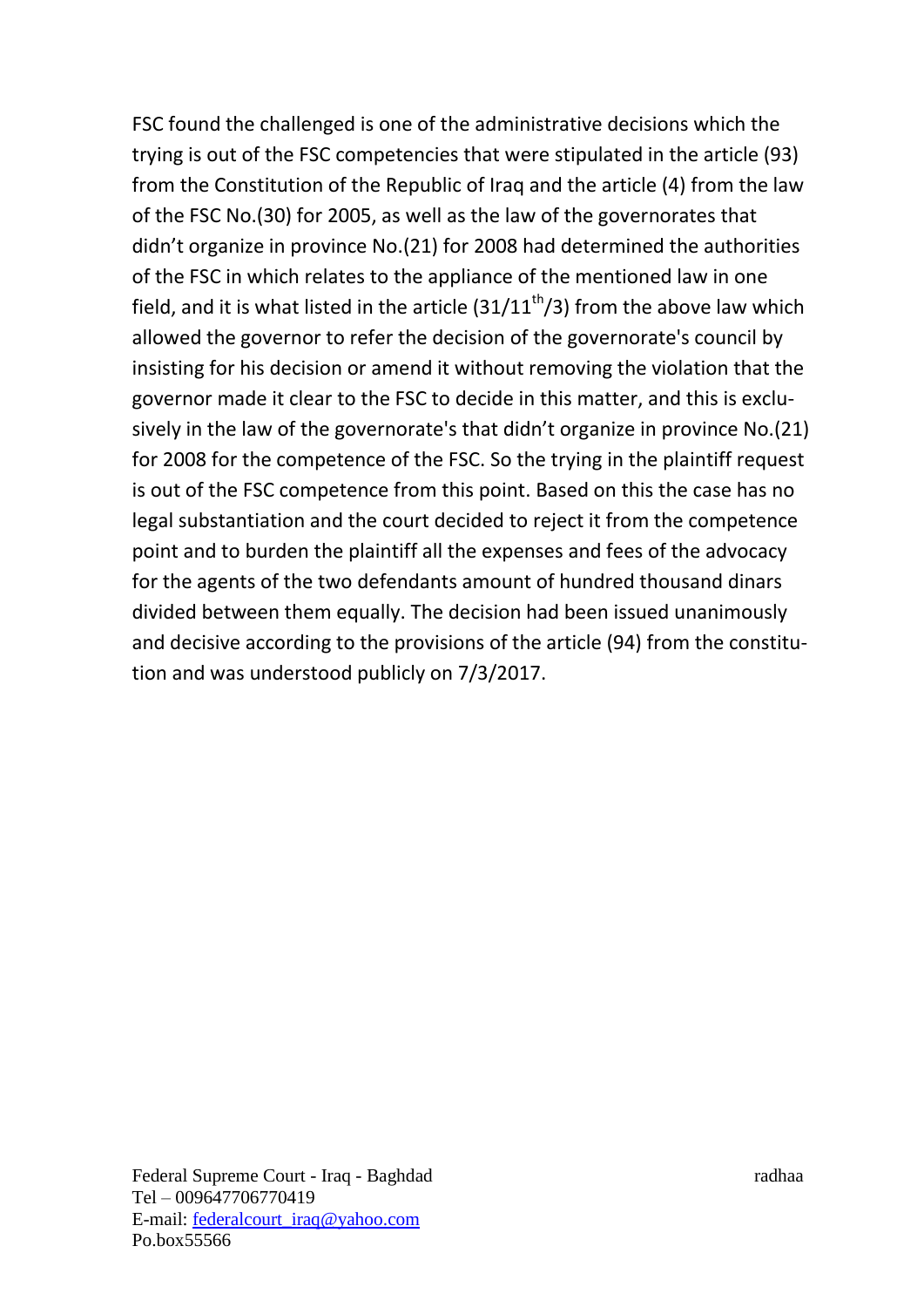FSC found the challenged is one of the administrative decisions which the trying is out of the FSC competencies that were stipulated in the article (93) from the Constitution of the Republic of Iraq and the article (4) from the law of the FSC No.(30) for 2005, as well as the law of the governorates that didn't organize in province No.(21) for 2008 had determined the authorities of the FSC in which relates to the appliance of the mentioned law in one field, and it is what listed in the article ($31/11^{th}/3$) from the above law which allowed the governor to refer the decision of the governorate's council by insisting for his decision or amend it without removing the violation that the governor made it clear to the FSC to decide in this matter, and this is exclusively in the law of the governorate's that didn't organize in province No.(21) for 2008 for the competence of the FSC. So the trying in the plaintiff request is out of the FSC competence from this point. Based on this the case has no legal substantiation and the court decided to reject it from the competence point and to burden the plaintiff all the expenses and fees of the advocacy for the agents of the two defendants amount of hundred thousand dinars divided between them equally. The decision had been issued unanimously and decisive according to the provisions of the article (94) from the constitution and was understood publicly on 7/3/2017.